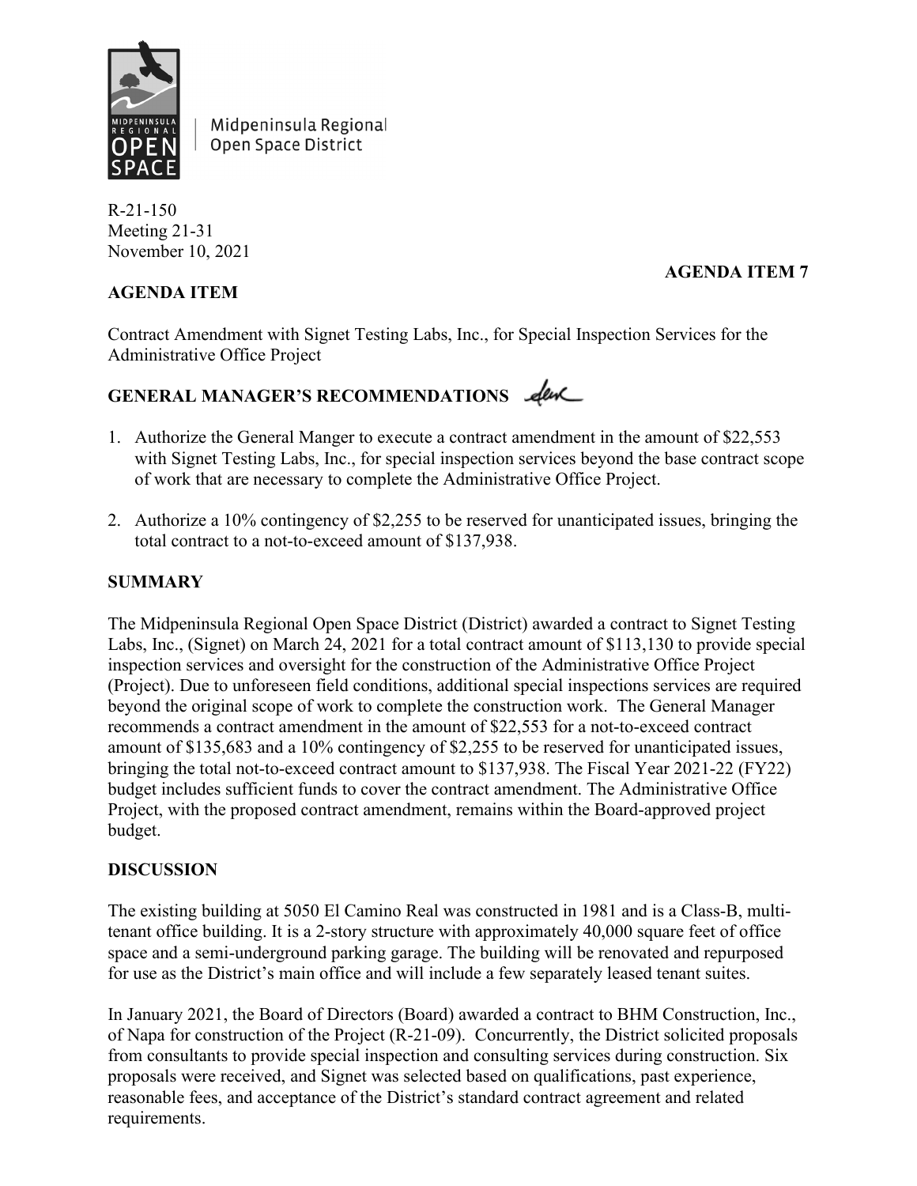Midpeninsula Regional Open Space District

R-21-150
Meeting 21-31
November 10, 2021

**AGENDA ITEM 7**

## AGENDA ITEM

Contract Amendment with Signet Testing Labs, Inc., for Special Inspection Services for the Administrative Office Project

## GENERAL MANAGER'S RECOMMENDATIONS

1. Authorize the General Manger to execute a contract amendment in the amount of $22,553 with Signet Testing Labs, Inc., for special inspection services beyond the base contract scope of work that are necessary to complete the Administrative Office Project.

2. Authorize a 10% contingency of $2,255 to be reserved for unanticipated issues, bringing the total contract to a not-to-exceed amount of $137,938.

## SUMMARY

The Midpeninsula Regional Open Space District (District) awarded a contract to Signet Testing Labs, Inc., (Signet) on March 24, 2021 for a total contract amount of $113,130 to provide special inspection services and oversight for the construction of the Administrative Office Project (Project). Due to unforeseen field conditions, additional special inspections services are required beyond the original scope of work to complete the construction work. The General Manager recommends a contract amendment in the amount of $22,553 for a not-to-exceed contract amount of $135,683 and a 10% contingency of $2,255 to be reserved for unanticipated issues, bringing the total not-to-exceed contract amount to $137,938. The Fiscal Year 2021-22 (FY22) budget includes sufficient funds to cover the contract amendment. The Administrative Office Project, with the proposed contract amendment, remains within the Board-approved project budget.

## DISCUSSION

The existing building at 5050 El Camino Real was constructed in 1981 and is a Class-B, multi-tenant office building. It is a 2-story structure with approximately 40,000 square feet of office space and a semi-underground parking garage. The building will be renovated and repurposed for use as the District's main office and will include a few separately leased tenant suites.

In January 2021, the Board of Directors (Board) awarded a contract to BHM Construction, Inc., of Napa for construction of the Project (R-21-09). Concurrently, the District solicited proposals from consultants to provide special inspection and consulting services during construction. Six proposals were received, and Signet was selected based on qualifications, past experience, reasonable fees, and acceptance of the District's standard contract agreement and related requirements.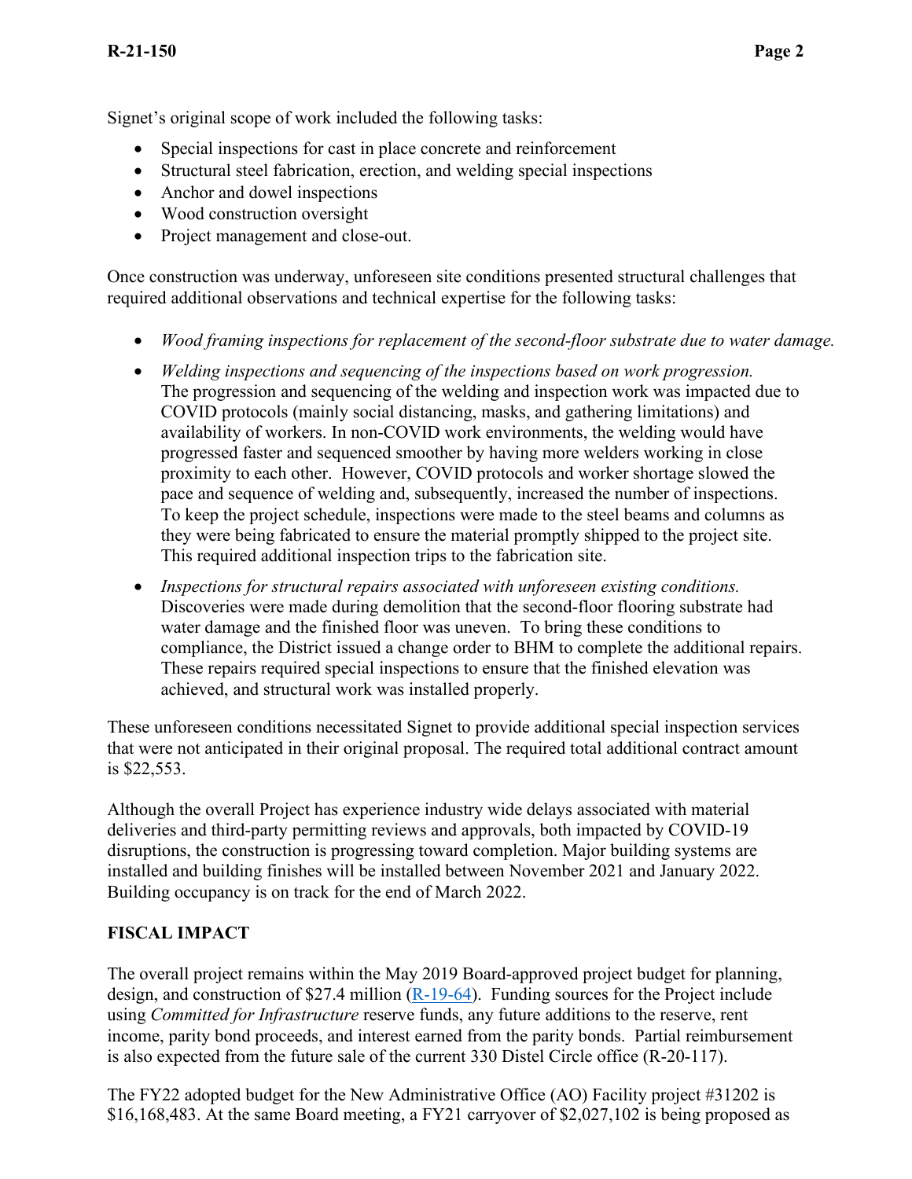Signet's original scope of work included the following tasks:

- Special inspections for cast in place concrete and reinforcement
- Structural steel fabrication, erection, and welding special inspections
- Anchor and dowel inspections
- Wood construction oversight
- Project management and close-out.

Once construction was underway, unforeseen site conditions presented structural challenges that required additional observations and technical expertise for the following tasks:

- *Wood framing inspections for replacement of the second-floor substrate due to water damage.*
- *Welding inspections and sequencing of the inspections based on work progression.* The progression and sequencing of the welding and inspection work was impacted due to COVID protocols (mainly social distancing, masks, and gathering limitations) and availability of workers. In non-COVID work environments, the welding would have progressed faster and sequenced smoother by having more welders working in close proximity to each other. However, COVID protocols and worker shortage slowed the pace and sequence of welding and, subsequently, increased the number of inspections. To keep the project schedule, inspections were made to the steel beams and columns as they were being fabricated to ensure the material promptly shipped to the project site. This required additional inspection trips to the fabrication site.
- *Inspections for structural repairs associated with unforeseen existing conditions.* Discoveries were made during demolition that the second-floor flooring substrate had water damage and the finished floor was uneven. To bring these conditions to compliance, the District issued a change order to BHM to complete the additional repairs. These repairs required special inspections to ensure that the finished elevation was achieved, and structural work was installed properly.

These unforeseen conditions necessitated Signet to provide additional special inspection services that were not anticipated in their original proposal. The required total additional contract amount is $22,553.

Although the overall Project has experience industry wide delays associated with material deliveries and third-party permitting reviews and approvals, both impacted by COVID-19 disruptions, the construction is progressing toward completion. Major building systems are installed and building finishes will be installed between November 2021 and January 2022. Building occupancy is on track for the end of March 2022.

## FISCAL IMPACT

The overall project remains within the May 2019 Board-approved project budget for planning, design, and construction of $27.4 million (R-19-64). Funding sources for the Project include using *Committed for Infrastructure* reserve funds, any future additions to the reserve, rent income, parity bond proceeds, and interest earned from the parity bonds. Partial reimbursement is also expected from the future sale of the current 330 Distel Circle office (R-20-117).

The FY22 adopted budget for the New Administrative Office (AO) Facility project #31202 is $16,168,483. At the same Board meeting, a FY21 carryover of $2,027,102 is being proposed as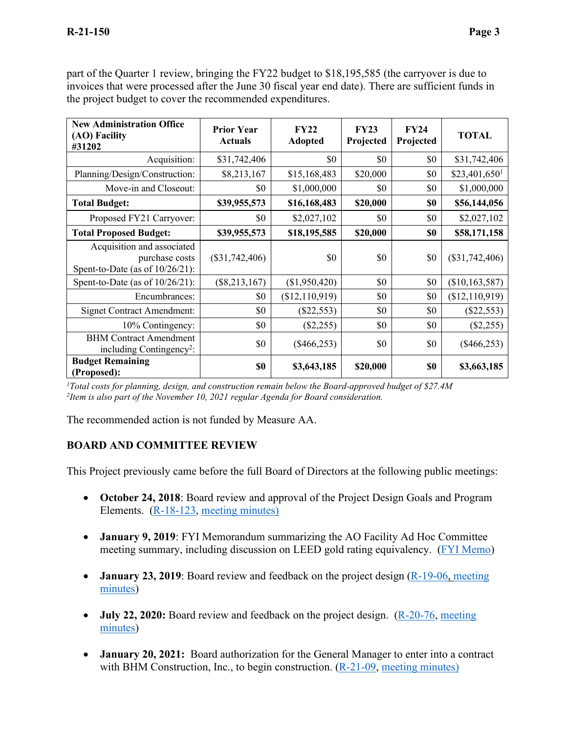part of the Quarter 1 review, bringing the FY22 budget to $18,195,585 (the carryover is due to invoices that were processed after the June 30 fiscal year end date). There are sufficient funds in the project budget to cover the recommended expenditures.

| New Administration Office (AO) Facility #31202 | Prior Year Actuals | FY22 Adopted | FY23 Projected | FY24 Projected | TOTAL |
|---|---|---|---|---|---|
| Acquisition: | $31,742,406 | $0 | $0 | $0 | $31,742,406 |
| Planning/Design/Construction: | $8,213,167 | $15,168,483 | $20,000 | $0 | $23,401,650[1] |
| Move-in and Closeout: | $0 | $1,000,000 | $0 | $0 | $1,000,000 |
| **Total Budget:** | **$39,955,573** | **$16,168,483** | **$20,000** | **$0** | **$56,144,056** |
| Proposed FY21 Carryover: | $0 | $2,027,102 | $0 | $0 | $2,027,102 |
| **Total Proposed Budget:** | **$39,955,573** | **$18,195,585** | **$20,000** | **$0** | **$58,171,158** |
| Acquisition and associated purchase costs Spent-to-Date (as of 10/26/21): | ($31,742,406) | $0 | $0 | $0 | ($31,742,406) |
| Spent-to-Date (as of 10/26/21): | ($8,213,167) | ($1,950,420) | $0 | $0 | ($10,163,587) |
| Encumbrances: | $0 | ($12,110,919) | $0 | $0 | ($12,110,919) |
| Signet Contract Amendment: | $0 | ($22,553) | $0 | $0 | ($22,553) |
| 10% Contingency: | $0 | ($2,255) | $0 | $0 | ($2,255) |
| BHM Contract Amendment including Contingency[2]: | $0 | ($466,253) | $0 | $0 | ($466,253) |
| **Budget Remaining (Proposed):** | **$0** | **$3,643,185** | **$20,000** | **$0** | **$3,663,185** |

[1]*Total costs for planning, design, and construction remain below the Board-approved budget of $27.4M*
[2]*Item is also part of the November 10, 2021 regular Agenda for Board consideration.*

The recommended action is not funded by Measure AA.

## BOARD AND COMMITTEE REVIEW

This Project previously came before the full Board of Directors at the following public meetings:

- **October 24, 2018**: Board review and approval of the Project Design Goals and Program Elements. (R-18-123, meeting minutes)
- **January 9, 2019**: FYI Memorandum summarizing the AO Facility Ad Hoc Committee meeting summary, including discussion on LEED gold rating equivalency. (FYI Memo)
- **January 23, 2019**: Board review and feedback on the project design (R-19-06, meeting minutes)
- **July 22, 2020:** Board review and feedback on the project design. (R-20-76, meeting minutes)
- **January 20, 2021:** Board authorization for the General Manager to enter into a contract with BHM Construction, Inc., to begin construction. (R-21-09, meeting minutes)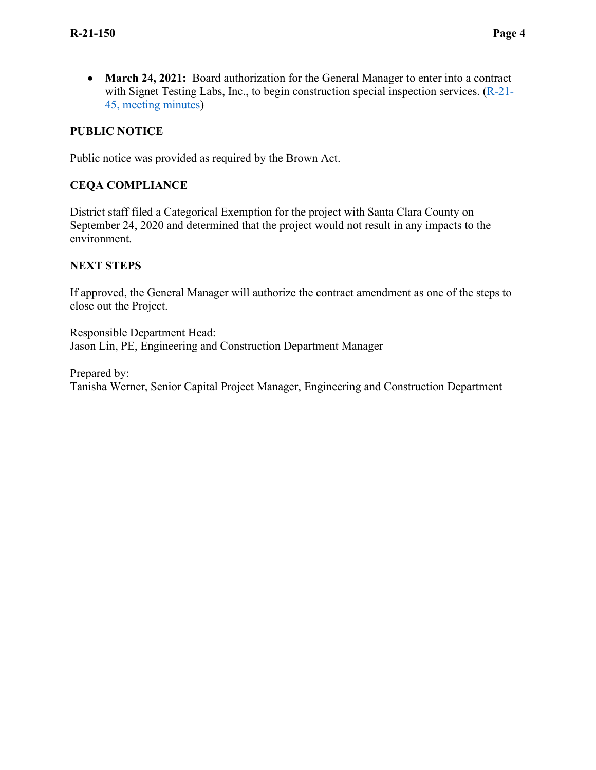- **March 24, 2021:** Board authorization for the General Manager to enter into a contract with Signet Testing Labs, Inc., to begin construction special inspection services. (R-21-45, meeting minutes)

## PUBLIC NOTICE

Public notice was provided as required by the Brown Act.

## CEQA COMPLIANCE

District staff filed a Categorical Exemption for the project with Santa Clara County on September 24, 2020 and determined that the project would not result in any impacts to the environment.

## NEXT STEPS

If approved, the General Manager will authorize the contract amendment as one of the steps to close out the Project.

Responsible Department Head:
Jason Lin, PE, Engineering and Construction Department Manager

Prepared by:
Tanisha Werner, Senior Capital Project Manager, Engineering and Construction Department